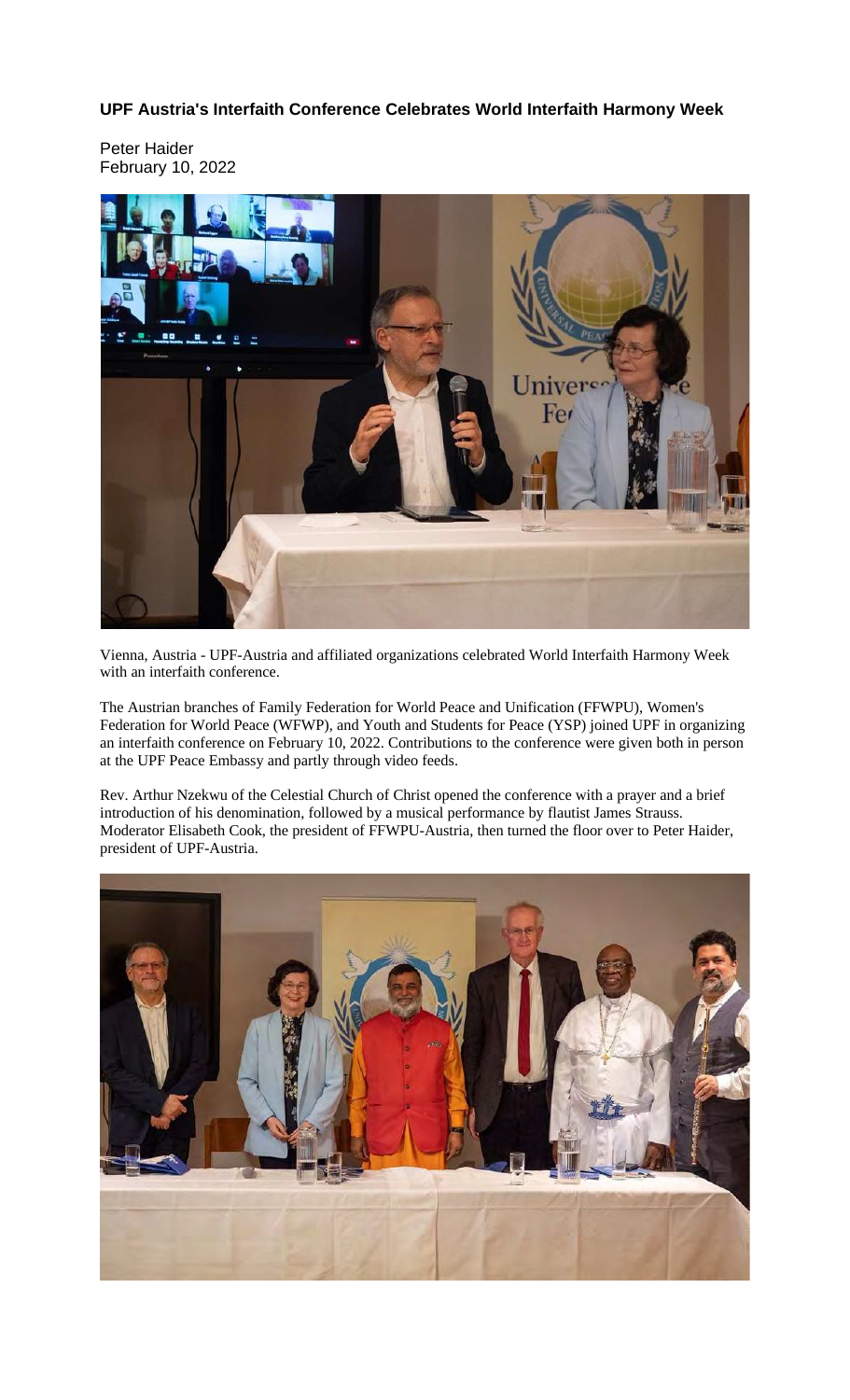**UPF Austria's Interfaith Conference Celebrates World Interfaith Harmony Week**

Peter Haider
February 10, 2022

Vienna, Austria - UPF-Austria and affiliated organizations celebrated World Interfaith Harmony Week with an interfaith conference.

The Austrian branches of Family Federation for World Peace and Unification (FFWPU), Women's Federation for World Peace (WFWP), and Youth and Students for Peace (YSP) joined UPF in organizing an interfaith conference on February 10, 2022. Contributions to the conference were given both in person at the UPF Peace Embassy and partly through video feeds.

Rev. Arthur Nzekwu of the Celestial Church of Christ opened the conference with a prayer and a brief introduction of his denomination, followed by a musical performance by flautist James Strauss. Moderator Elisabeth Cook, the president of FFWPU-Austria, then turned the floor over to Peter Haider, president of UPF-Austria.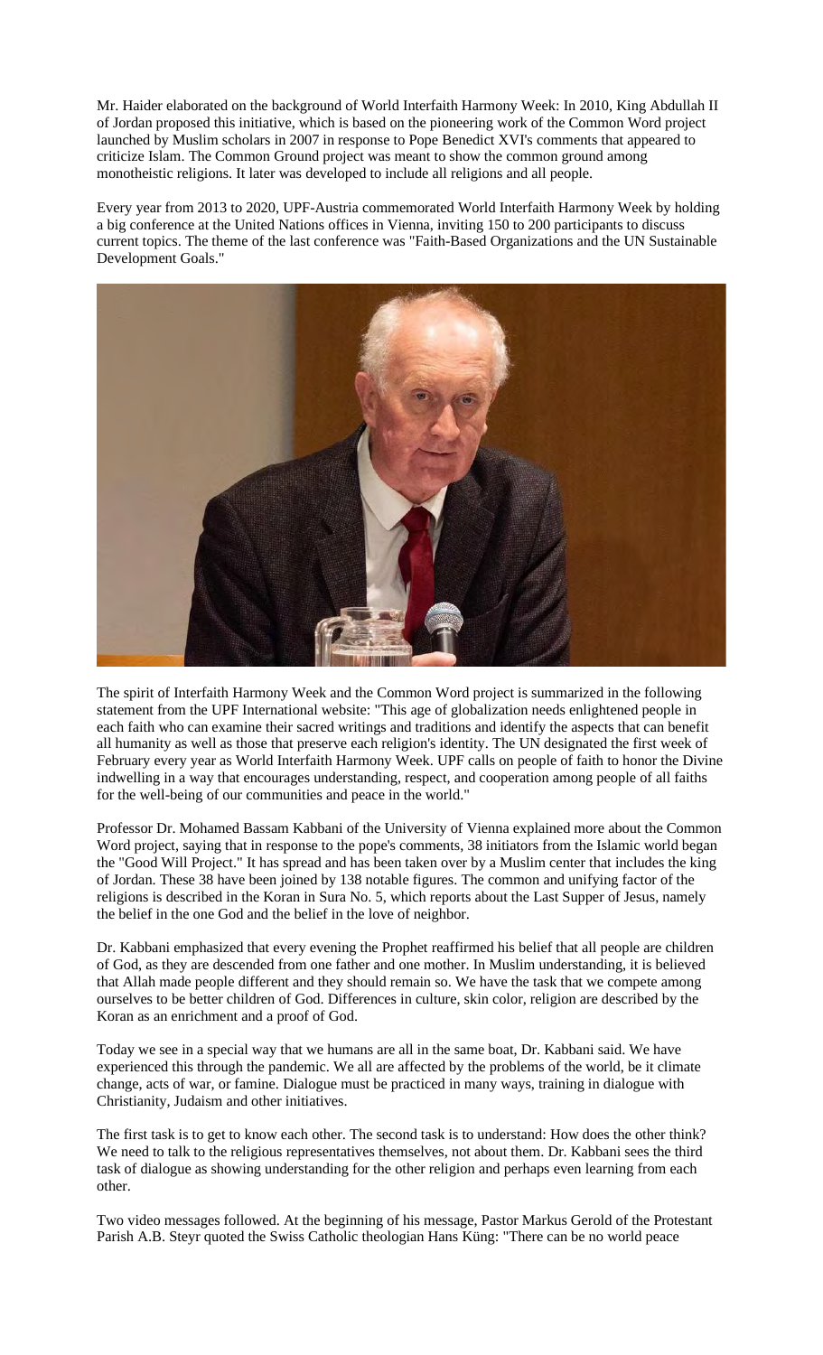Mr. Haider elaborated on the background of World Interfaith Harmony Week: In 2010, King Abdullah II of Jordan proposed this initiative, which is based on the pioneering work of the Common Word project launched by Muslim scholars in 2007 in response to Pope Benedict XVI's comments that appeared to criticize Islam. The Common Ground project was meant to show the common ground among monotheistic religions. It later was developed to include all religions and all people.

Every year from 2013 to 2020, UPF-Austria commemorated World Interfaith Harmony Week by holding a big conference at the United Nations offices in Vienna, inviting 150 to 200 participants to discuss current topics. The theme of the last conference was "Faith-Based Organizations and the UN Sustainable Development Goals."

The spirit of Interfaith Harmony Week and the Common Word project is summarized in the following statement from the UPF International website: "This age of globalization needs enlightened people in each faith who can examine their sacred writings and traditions and identify the aspects that can benefit all humanity as well as those that preserve each religion's identity. The UN designated the first week of February every year as World Interfaith Harmony Week. UPF calls on people of faith to honor the Divine indwelling in a way that encourages understanding, respect, and cooperation among people of all faiths for the well-being of our communities and peace in the world."

Professor Dr. Mohamed Bassam Kabbani of the University of Vienna explained more about the Common Word project, saying that in response to the pope's comments, 38 initiators from the Islamic world began the "Good Will Project." It has spread and has been taken over by a Muslim center that includes the king of Jordan. These 38 have been joined by 138 notable figures. The common and unifying factor of the religions is described in the Koran in Sura No. 5, which reports about the Last Supper of Jesus, namely the belief in the one God and the belief in the love of neighbor.

Dr. Kabbani emphasized that every evening the Prophet reaffirmed his belief that all people are children of God, as they are descended from one father and one mother. In Muslim understanding, it is believed that Allah made people different and they should remain so. We have the task that we compete among ourselves to be better children of God. Differences in culture, skin color, religion are described by the Koran as an enrichment and a proof of God.

Today we see in a special way that we humans are all in the same boat, Dr. Kabbani said. We have experienced this through the pandemic. We all are affected by the problems of the world, be it climate change, acts of war, or famine. Dialogue must be practiced in many ways, training in dialogue with Christianity, Judaism and other initiatives.

The first task is to get to know each other. The second task is to understand: How does the other think? We need to talk to the religious representatives themselves, not about them. Dr. Kabbani sees the third task of dialogue as showing understanding for the other religion and perhaps even learning from each other.

Two video messages followed. At the beginning of his message, Pastor Markus Gerold of the Protestant Parish A.B. Steyr quoted the Swiss Catholic theologian Hans Küng: "There can be no world peace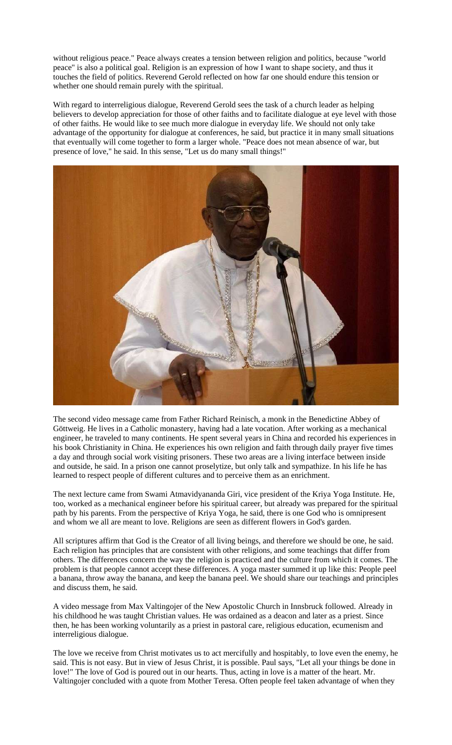without religious peace." Peace always creates a tension between religion and politics, because "world peace" is also a political goal. Religion is an expression of how I want to shape society, and thus it touches the field of politics. Reverend Gerold reflected on how far one should endure this tension or whether one should remain purely with the spiritual.

With regard to interreligious dialogue, Reverend Gerold sees the task of a church leader as helping believers to develop appreciation for those of other faiths and to facilitate dialogue at eye level with those of other faiths. He would like to see much more dialogue in everyday life. We should not only take advantage of the opportunity for dialogue at conferences, he said, but practice it in many small situations that eventually will come together to form a larger whole. "Peace does not mean absence of war, but presence of love," he said. In this sense, "Let us do many small things!"

The second video message came from Father Richard Reinisch, a monk in the Benedictine Abbey of Göttweig. He lives in a Catholic monastery, having had a late vocation. After working as a mechanical engineer, he traveled to many continents. He spent several years in China and recorded his experiences in his book Christianity in China. He experiences his own religion and faith through daily prayer five times a day and through social work visiting prisoners. These two areas are a living interface between inside and outside, he said. In a prison one cannot proselytize, but only talk and sympathize. In his life he has learned to respect people of different cultures and to perceive them as an enrichment.

The next lecture came from Swami Atmavidyananda Giri, vice president of the Kriya Yoga Institute. He, too, worked as a mechanical engineer before his spiritual career, but already was prepared for the spiritual path by his parents. From the perspective of Kriya Yoga, he said, there is one God who is omnipresent and whom we all are meant to love. Religions are seen as different flowers in God's garden.

All scriptures affirm that God is the Creator of all living beings, and therefore we should be one, he said. Each religion has principles that are consistent with other religions, and some teachings that differ from others. The differences concern the way the religion is practiced and the culture from which it comes. The problem is that people cannot accept these differences. A yoga master summed it up like this: People peel a banana, throw away the banana, and keep the banana peel. We should share our teachings and principles and discuss them, he said.

A video message from Max Valtingojer of the New Apostolic Church in Innsbruck followed. Already in his childhood he was taught Christian values. He was ordained as a deacon and later as a priest. Since then, he has been working voluntarily as a priest in pastoral care, religious education, ecumenism and interreligious dialogue.

The love we receive from Christ motivates us to act mercifully and hospitably, to love even the enemy, he said. This is not easy. But in view of Jesus Christ, it is possible. Paul says, "Let all your things be done in love!" The love of God is poured out in our hearts. Thus, acting in love is a matter of the heart. Mr. Valtingojer concluded with a quote from Mother Teresa. Often people feel taken advantage of when they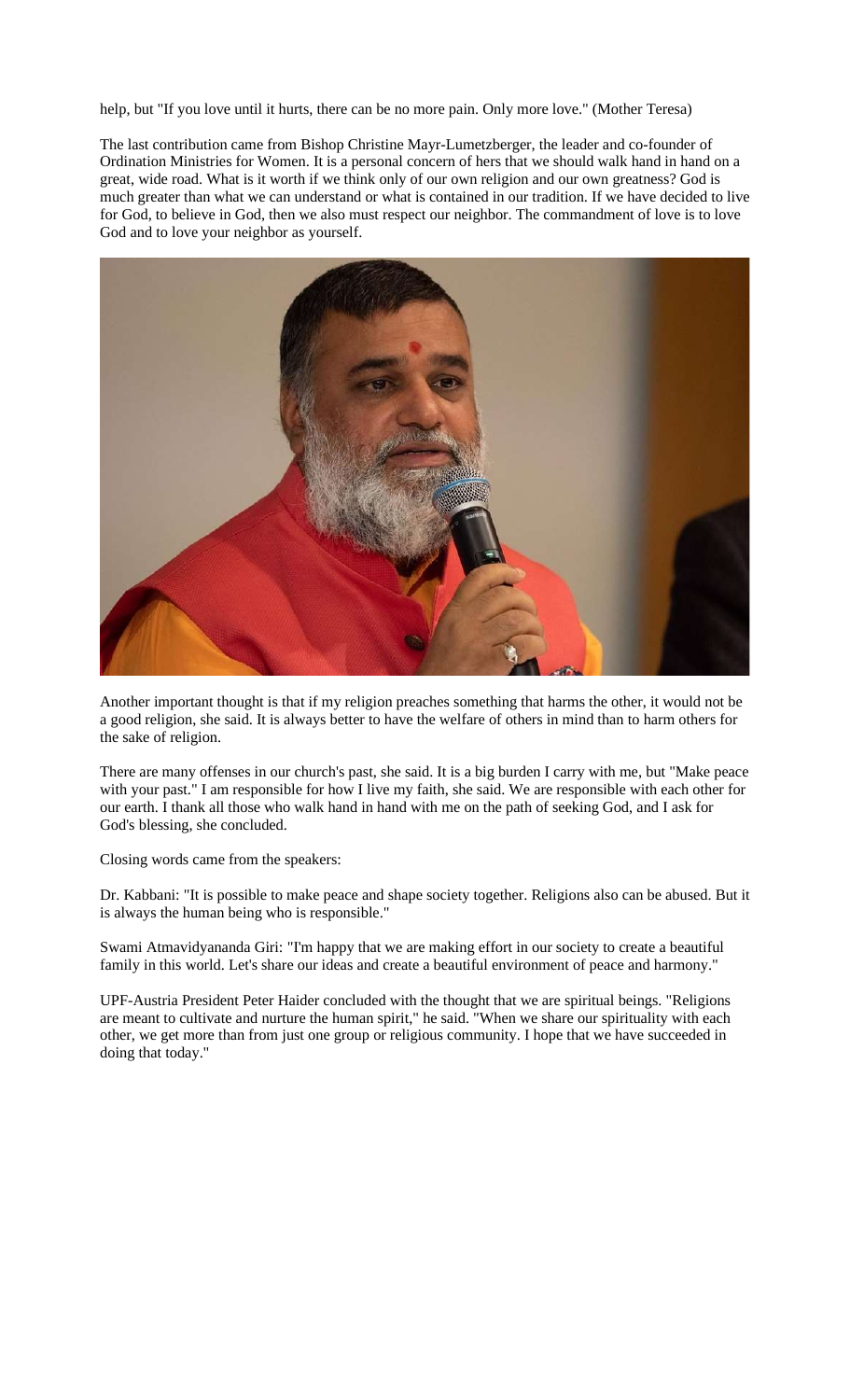help, but "If you love until it hurts, there can be no more pain. Only more love." (Mother Teresa)

The last contribution came from Bishop Christine Mayr-Lumetzberger, the leader and co-founder of Ordination Ministries for Women. It is a personal concern of hers that we should walk hand in hand on a great, wide road. What is it worth if we think only of our own religion and our own greatness? God is much greater than what we can understand or what is contained in our tradition. If we have decided to live for God, to believe in God, then we also must respect our neighbor. The commandment of love is to love God and to love your neighbor as yourself.

Another important thought is that if my religion preaches something that harms the other, it would not be a good religion, she said. It is always better to have the welfare of others in mind than to harm others for the sake of religion.

There are many offenses in our church's past, she said. It is a big burden I carry with me, but "Make peace with your past." I am responsible for how I live my faith, she said. We are responsible with each other for our earth. I thank all those who walk hand in hand with me on the path of seeking God, and I ask for God's blessing, she concluded.

Closing words came from the speakers:

Dr. Kabbani: "It is possible to make peace and shape society together. Religions also can be abused. But it is always the human being who is responsible."

Swami Atmavidyananda Giri: "I'm happy that we are making effort in our society to create a beautiful family in this world. Let's share our ideas and create a beautiful environment of peace and harmony."

UPF-Austria President Peter Haider concluded with the thought that we are spiritual beings. "Religions are meant to cultivate and nurture the human spirit," he said. "When we share our spirituality with each other, we get more than from just one group or religious community. I hope that we have succeeded in doing that today."